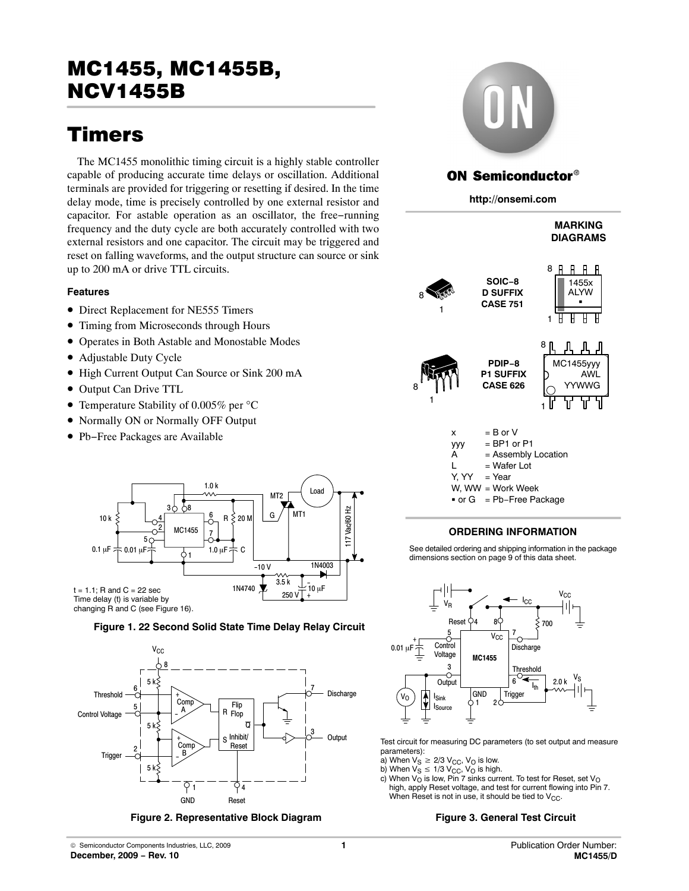# MC1455, MC1455B, NCV1455B

# Timers

The MC1455 monolithic timing circuit is a highly stable controller capable of producing accurate time delays or oscillation. Additional terminals are provided for triggering or resetting if desired. In the time delay mode, time is precisely controlled by one external resistor and capacitor. For astable operation as an oscillator, the free−running frequency and the duty cycle are both accurately controlled with two external resistors and one capacitor. The circuit may be triggered and reset on falling waveforms, and the output structure can source or sink up to 200 mA or drive TTL circuits.

### Features

- Direct Replacement for NE555 Timers
- Timing from Microseconds through Hours
- Operates in Both Astable and Monostable Modes
- Adjustable Duty Cycle
- High Current Output Can Source or Sink 200 mA
- Output Can Drive TTL
- Temperature Stability of 0.005% per °C
- Normally ON or Normally OFF Output
- Pb−Free Packages are Available

t = 1.1; R and C = 22 sec
Time delay (t) is variable by changing R and C (see Figure 16).

**Figure 1. 22 Second Solid State Time Delay Relay Circuit**

**Figure 2. Representative Block Diagram**

**ON Semiconductor®**

**http://onsemi.com**

**MARKING DIAGRAMS**

SOIC−8
D SUFFIX
CASE 751

1455x
ALYW
▪

PDIP−8
P1 SUFFIX
CASE 626

MC1455yyy
AWL
YYWWG

x = B or V
yyy = BP1 or P1
A = Assembly Location
L = Wafer Lot
Y, YY = Year
W, WW = Work Week
▪ or G = Pb−Free Package

### ORDERING INFORMATION

See detailed ordering and shipping information in the package dimensions section on page 9 of this data sheet.

Test circuit for measuring DC parameters (to set output and measure parameters):
a) When $V_S \geq 2/3\ V_{CC}$, $V_O$ is low.
b) When $V_S \leq 1/3\ V_{CC}$, $V_O$ is high.
c) When $V_O$ is low, Pin 7 sinks current. To test for Reset, set $V_O$ high, apply Reset voltage, and test for current flowing into Pin 7. When Reset is not in use, it should be tied to $V_{CC}$.

**Figure 3. General Test Circuit**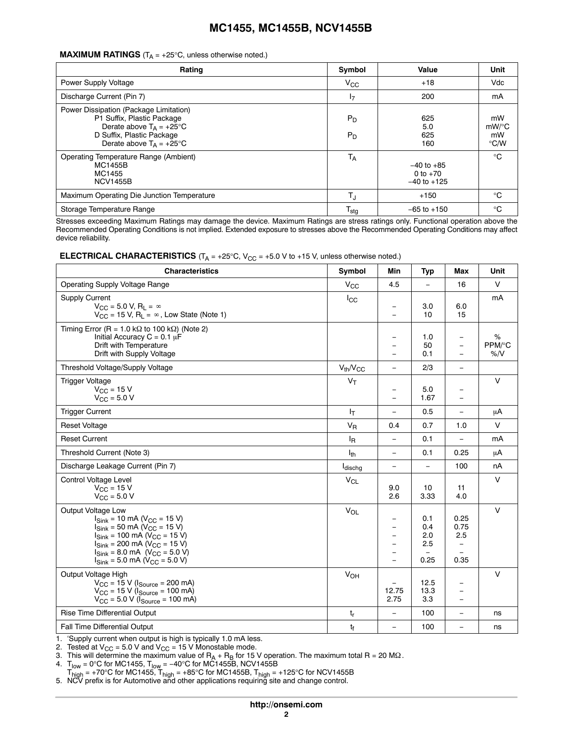**MAXIMUM RATINGS** ($T_A$ = +25°C, unless otherwise noted.)

| Rating | Symbol | Value | Unit |
|---|---|---|---|
| Power Supply Voltage | $V_{CC}$ | +18 | Vdc |
| Discharge Current (Pin 7) | $I_7$ | 200 | mA |
| Power Dissipation (Package Limitation)<br>P1 Suffix, Plastic Package<br>Derate above $T_A$ = +25°C<br>D Suffix, Plastic Package<br>Derate above $T_A$ = +25°C | $P_D$<br><br>$P_D$ | 625<br>5.0<br>625<br>160 | mW<br>mW/°C<br>mW<br>°C/W |
| Operating Temperature Range (Ambient)<br>MC1455B<br>MC1455<br>NCV1455B | $T_A$ | −40 to +85<br>0 to +70<br>−40 to +125 | °C |
| Maximum Operating Die Junction Temperature | $T_J$ | +150 | °C |
| Storage Temperature Range | $T_{stg}$ | −65 to +150 | °C |

Stresses exceeding Maximum Ratings may damage the device. Maximum Ratings are stress ratings only. Functional operation above the Recommended Operating Conditions is not implied. Extended exposure to stresses above the Recommended Operating Conditions may affect device reliability.

**ELECTRICAL CHARACTERISTICS** ($T_A$ = +25°C, $V_{CC}$ = +5.0 V to +15 V, unless otherwise noted.)

| Characteristics | Symbol | Min | Typ | Max | Unit |
|---|---|---|---|---|---|
| Operating Supply Voltage Range | $V_{CC}$ | 4.5 | – | 16 | V |
| Supply Current<br>$V_{CC}$ = 5.0 V, $R_L$ = ∞<br>$V_{CC}$ = 15 V, $R_L$ = ∞, Low State (Note 1) | $I_{CC}$ | <br>–<br>– | <br>3.0<br>10 | <br>6.0<br>15 | mA |
| Timing Error (R = 1.0 kΩ to 100 kΩ) (Note 2)<br>Initial Accuracy C = 0.1 μF<br>Drift with Temperature<br>Drift with Supply Voltage | | <br>–<br>–<br>– | <br>1.0<br>50<br>0.1 | <br>–<br>–<br>– | <br>%<br>PPM/°C<br>%/V |
| Threshold Voltage/Supply Voltage | $V_{th}/V_{CC}$ | – | 2/3 | – | |
| Trigger Voltage<br>$V_{CC}$ = 15 V<br>$V_{CC}$ = 5.0 V | $V_T$ | <br>–<br>– | <br>5.0<br>1.67 | <br>–<br>– | V |
| Trigger Current | $I_T$ | – | 0.5 | – | μA |
| Reset Voltage | $V_R$ | 0.4 | 0.7 | 1.0 | V |
| Reset Current | $I_R$ | – | 0.1 | – | mA |
| Threshold Current (Note 3) | $I_{th}$ | – | 0.1 | 0.25 | μA |
| Discharge Leakage Current (Pin 7) | $I_{dischg}$ | – | – | 100 | nA |
| Control Voltage Level<br>$V_{CC}$ = 15 V<br>$V_{CC}$ = 5.0 V | $V_{CL}$ | <br>9.0<br>2.6 | <br>10<br>3.33 | <br>11<br>4.0 | V |
| Output Voltage Low<br>$I_{Sink}$ = 10 mA ($V_{CC}$ = 15 V)<br>$I_{Sink}$ = 50 mA ($V_{CC}$ = 15 V)<br>$I_{Sink}$ = 100 mA ($V_{CC}$ = 15 V)<br>$I_{Sink}$ = 200 mA ($V_{CC}$ = 15 V)<br>$I_{Sink}$ = 8.0 mA ($V_{CC}$ = 5.0 V)<br>$I_{Sink}$ = 5.0 mA ($V_{CC}$ = 5.0 V) | $V_{OL}$ | <br>–<br>–<br>–<br>–<br>–<br>– | <br>0.1<br>0.4<br>2.0<br>2.5<br>–<br>0.25 | <br>0.25<br>0.75<br>2.5<br>–<br>–<br>0.35 | V |
| Output Voltage High<br>$V_{CC}$ = 15 V ($I_{Source}$ = 200 mA)<br>$V_{CC}$ = 15 V ($I_{Source}$ = 100 mA)<br>$V_{CC}$ = 5.0 V ($I_{Source}$ = 100 mA) | $V_{OH}$ | <br>–<br>12.75<br>2.75 | <br>12.5<br>13.3<br>3.3 | <br>–<br>–<br>– | V |
| Rise Time Differential Output | $t_r$ | – | 100 | – | ns |
| Fall Time Differential Output | $t_f$ | – | 100 | – | ns |

1. ‘Supply current when output is high is typically 1.0 mA less.
2. Tested at $V_{CC}$ = 5.0 V and $V_{CC}$ = 15 V Monostable mode.
3. This will determine the maximum value of $R_A + R_B$ for 15 V operation. The maximum total R = 20 MΩ.
4. $T_{low}$ = 0°C for MC1455, $T_{low}$ = −40°C for MC1455B, NCV1455B
   $T_{high}$ = +70°C for MC1455, $T_{high}$ = +85°C for MC1455B, $T_{high}$ = +125°C for NCV1455B
5. NCV prefix is for Automotive and other applications requiring site and change control.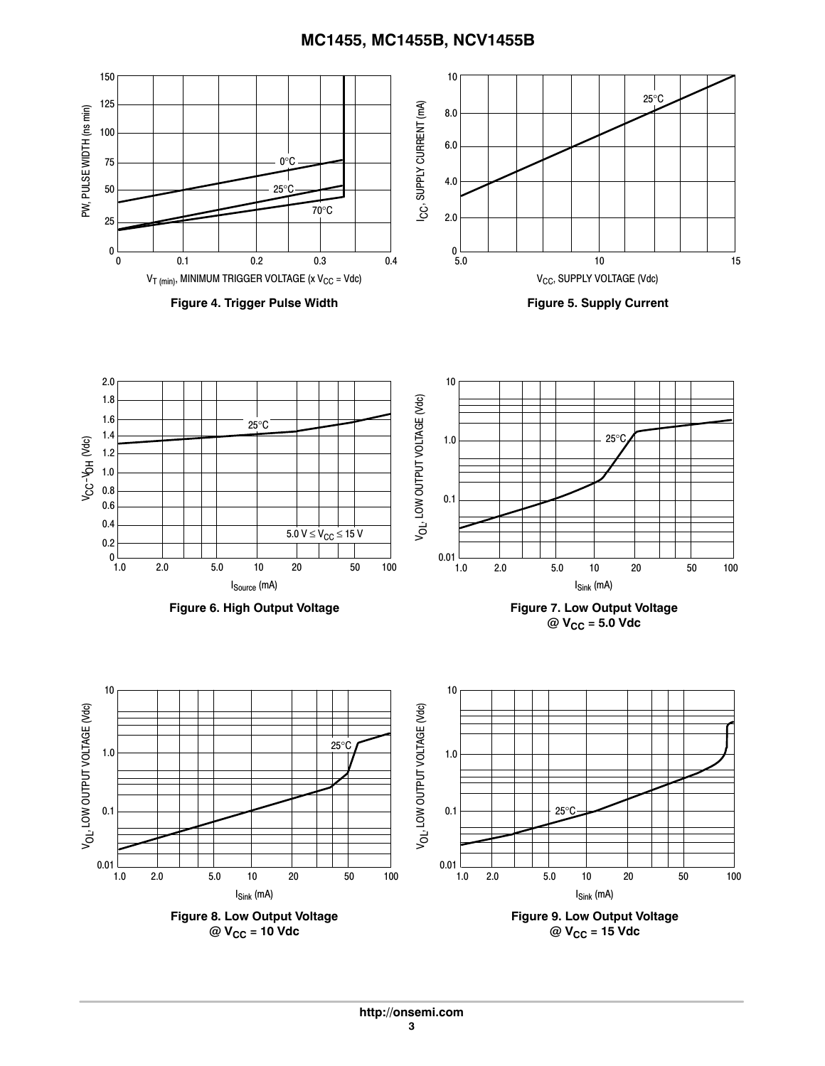Figure 4. Trigger Pulse Width

Figure 5. Supply Current

Figure 6. High Output Voltage

Figure 7. Low Output Voltage @ $V_{CC}$ = 5.0 Vdc

Figure 8. Low Output Voltage @ $V_{CC}$ = 10 Vdc

Figure 9. Low Output Voltage @ $V_{CC}$ = 15 Vdc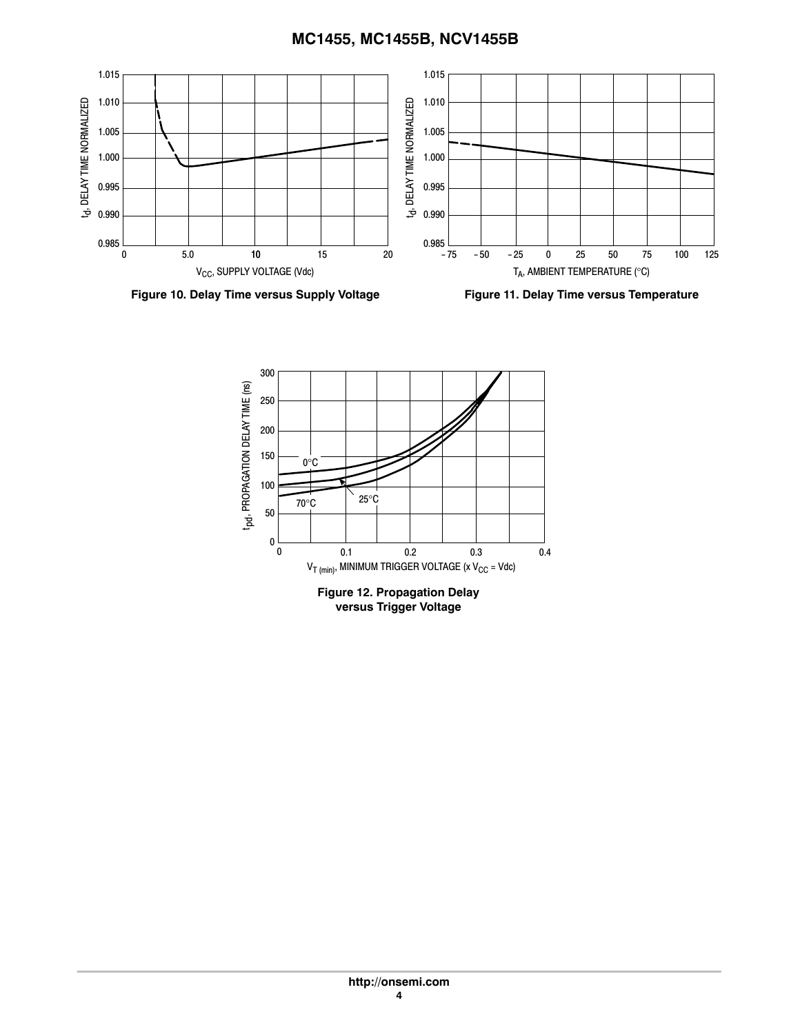Figure 10. Delay Time versus Supply Voltage

Figure 11. Delay Time versus Temperature

Figure 12. Propagation Delay versus Trigger Voltage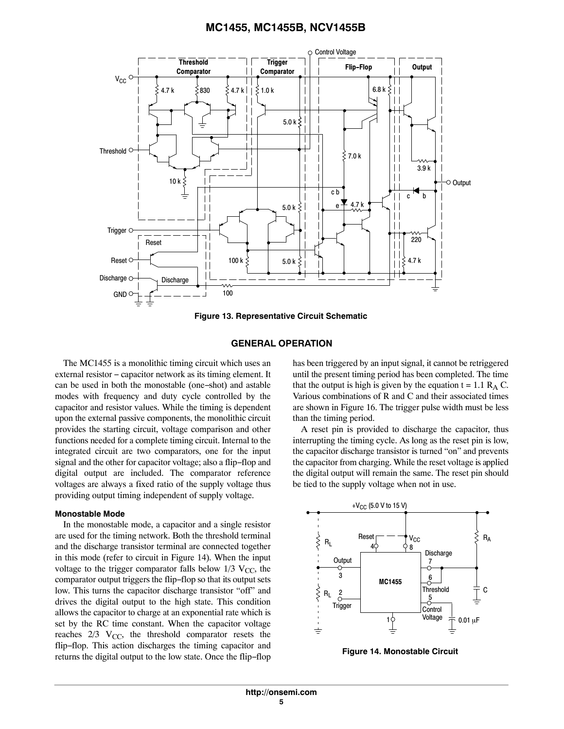Figure 13. Representative Circuit Schematic

## GENERAL OPERATION

The MC1455 is a monolithic timing circuit which uses an external resistor – capacitor network as its timing element. It can be used in both the monostable (one−shot) and astable modes with frequency and duty cycle controlled by the capacitor and resistor values. While the timing is dependent upon the external passive components, the monolithic circuit provides the starting circuit, voltage comparison and other functions needed for a complete timing circuit. Internal to the integrated circuit are two comparators, one for the input signal and the other for capacitor voltage; also a flip−flop and digital output are included. The comparator reference voltages are always a fixed ratio of the supply voltage thus providing output timing independent of supply voltage.

### Monostable Mode

In the monostable mode, a capacitor and a single resistor are used for the timing network. Both the threshold terminal and the discharge transistor terminal are connected together in this mode (refer to circuit in Figure 14). When the input voltage to the trigger comparator falls below 1/3 $V_{CC}$, the comparator output triggers the flip−flop so that its output sets low. This turns the capacitor discharge transistor "off" and drives the digital output to the high state. This condition allows the capacitor to charge at an exponential rate which is set by the RC time constant. When the capacitor voltage reaches 2/3 $V_{CC}$, the threshold comparator resets the flip−flop. This action discharges the timing capacitor and returns the digital output to the low state. Once the flip−flop has been triggered by an input signal, it cannot be retriggered until the present timing period has been completed. The time that the output is high is given by the equation $t = 1.1\ R_A\ C$. Various combinations of R and C and their associated times are shown in Figure 16. The trigger pulse width must be less than the timing period.

A reset pin is provided to discharge the capacitor, thus interrupting the timing cycle. As long as the reset pin is low, the capacitor discharge transistor is turned "on" and prevents the capacitor from charging. While the reset voltage is applied the digital output will remain the same. The reset pin should be tied to the supply voltage when not in use.

Figure 14. Monostable Circuit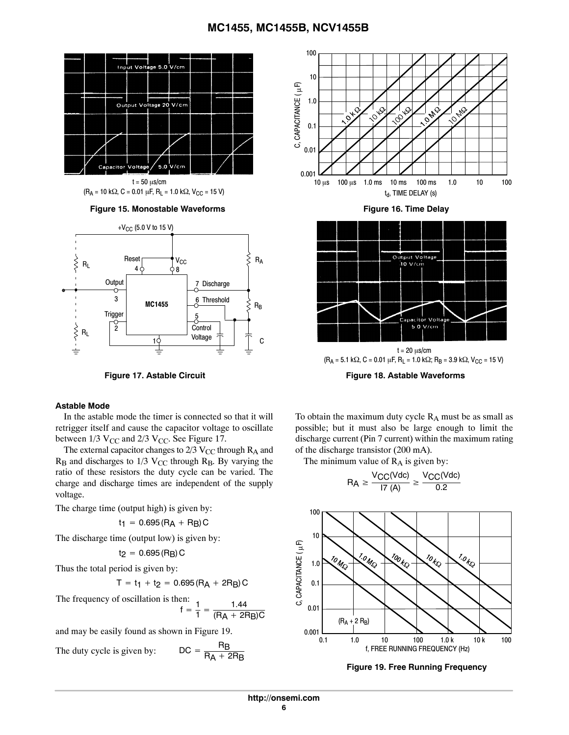t = 50 μs/cm
($R_A$ = 10 kΩ, C = 0.01 μF, $R_L$ = 1.0 kΩ, $V_{CC}$ = 15 V)

**Figure 15. Monostable Waveforms**

**Figure 16. Time Delay**

**Figure 17. Astable Circuit**

t = 20 μs/cm
($R_A$ = 5.1 kΩ, C = 0.01 μF, $R_L$ = 1.0 kΩ; $R_B$ = 3.9 kΩ, $V_{CC}$ = 15 V)

**Figure 18. Astable Waveforms**

### Astable Mode

In the astable mode the timer is connected so that it will retrigger itself and cause the capacitor voltage to oscillate between 1/3 $V_{CC}$ and 2/3 $V_{CC}$. See Figure 17.

The external capacitor changes to 2/3 $V_{CC}$ through $R_A$ and $R_B$ and discharges to 1/3 $V_{CC}$ through $R_B$. By varying the ratio of these resistors the duty cycle can be varied. The charge and discharge times are independent of the supply voltage.

The charge time (output high) is given by:

$$t_1 = 0.695 (R_A + R_B) C$$

The discharge time (output low) is given by:

$$t_2 = 0.695 (R_B) C$$

Thus the total period is given by:

$$T = t_1 + t_2 = 0.695 (R_A + 2R_B) C$$

The frequency of oscillation is then:

$$f = \frac{1}{1} = \frac{1.44}{(R_A + 2R_B)C}$$

and may be easily found as shown in Figure 19.

The duty cycle is given by:

$$DC = \frac{R_B}{R_A + 2R_B}$$

To obtain the maximum duty cycle $R_A$ must be as small as possible; but it must also be large enough to limit the discharge current (Pin 7 current) within the maximum rating of the discharge transistor (200 mA).

The minimum value of $R_A$ is given by:

$$R_A \geq \frac{V_{CC}(Vdc)}{I7\ (A)} \geq \frac{V_{CC}(Vdc)}{0.2}$$

**Figure 19. Free Running Frequency**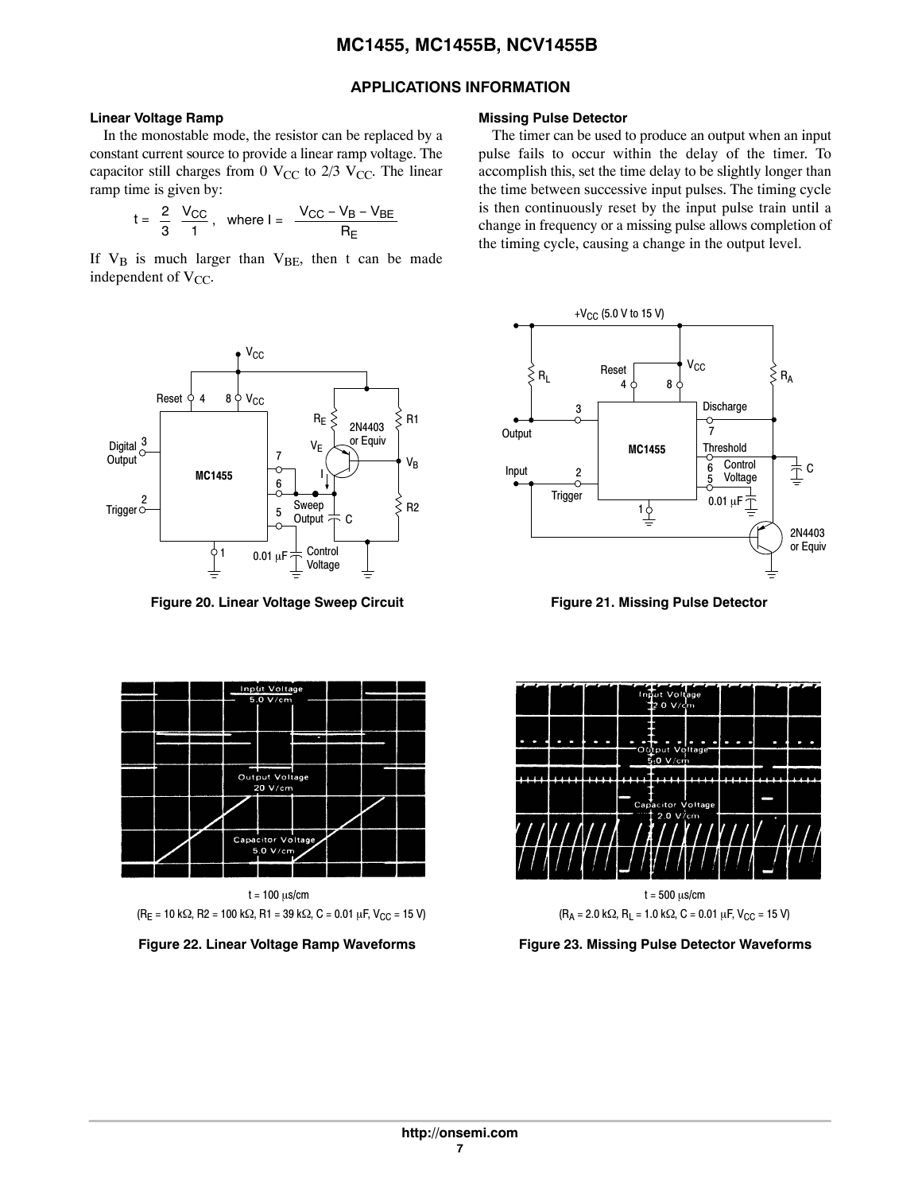## APPLICATIONS INFORMATION

### Linear Voltage Ramp

In the monostable mode, the resistor can be replaced by a constant current source to provide a linear ramp voltage. The capacitor still charges from 0 $V_{CC}$ to 2/3 $V_{CC}$. The linear ramp time is given by:

$$t = \frac{2}{3}\,\frac{V_{CC}}{1}, \quad \text{where } I = \frac{V_{CC} - V_B - V_{BE}}{R_E}$$

If $V_B$ is much larger than $V_{BE}$, then t can be made independent of $V_{CC}$.

### Missing Pulse Detector

The timer can be used to produce an output when an input pulse fails to occur within the delay of the timer. To accomplish this, set the time delay to be slightly longer than the time between successive input pulses. The timing cycle is then continuously reset by the input pulse train until a change in frequency or a missing pulse allows completion of the timing cycle, causing a change in the output level.

**Figure 20. Linear Voltage Sweep Circuit**

**Figure 21. Missing Pulse Detector**

t = 100 μs/cm

($R_E$ = 10 kΩ, R2 = 100 kΩ, R1 = 39 kΩ, C = 0.01 μF, $V_{CC}$ = 15 V)

**Figure 22. Linear Voltage Ramp Waveforms**

t = 500 μs/cm

($R_A$ = 2.0 kΩ, $R_L$ = 1.0 kΩ, C = 0.01 μF, $V_{CC}$ = 15 V)

**Figure 23. Missing Pulse Detector Waveforms**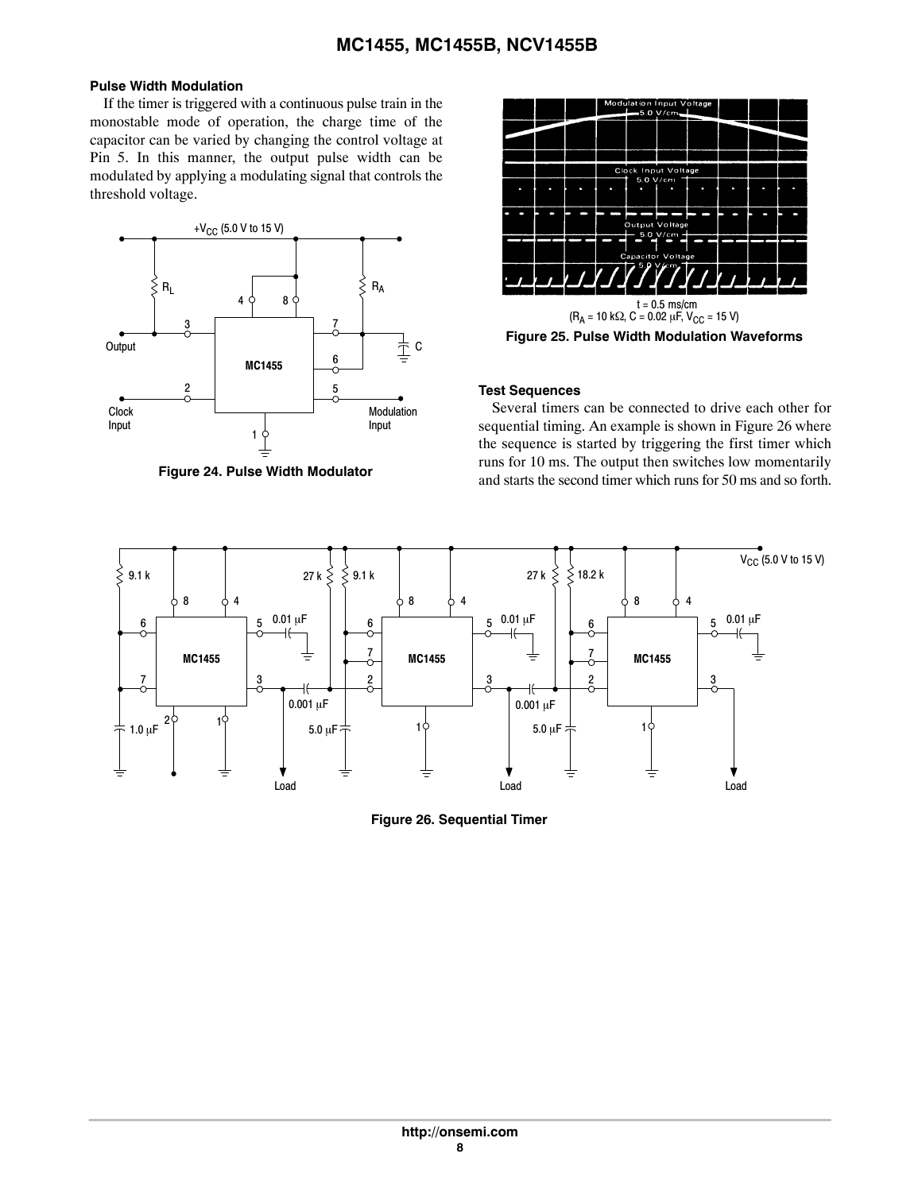### Pulse Width Modulation

If the timer is triggered with a continuous pulse train in the monostable mode of operation, the charge time of the capacitor can be varied by changing the control voltage at Pin 5. In this manner, the output pulse width can be modulated by applying a modulating signal that controls the threshold voltage.

**Figure 24. Pulse Width Modulator**

t = 0.5 ms/cm
($R_A$ = 10 kΩ, C = 0.02 μF, $V_{CC}$ = 15 V)

**Figure 25. Pulse Width Modulation Waveforms**

### Test Sequences

Several timers can be connected to drive each other for sequential timing. An example is shown in Figure 26 where the sequence is started by triggering the first timer which runs for 10 ms. The output then switches low momentarily and starts the second timer which runs for 50 ms and so forth.

**Figure 26. Sequential Timer**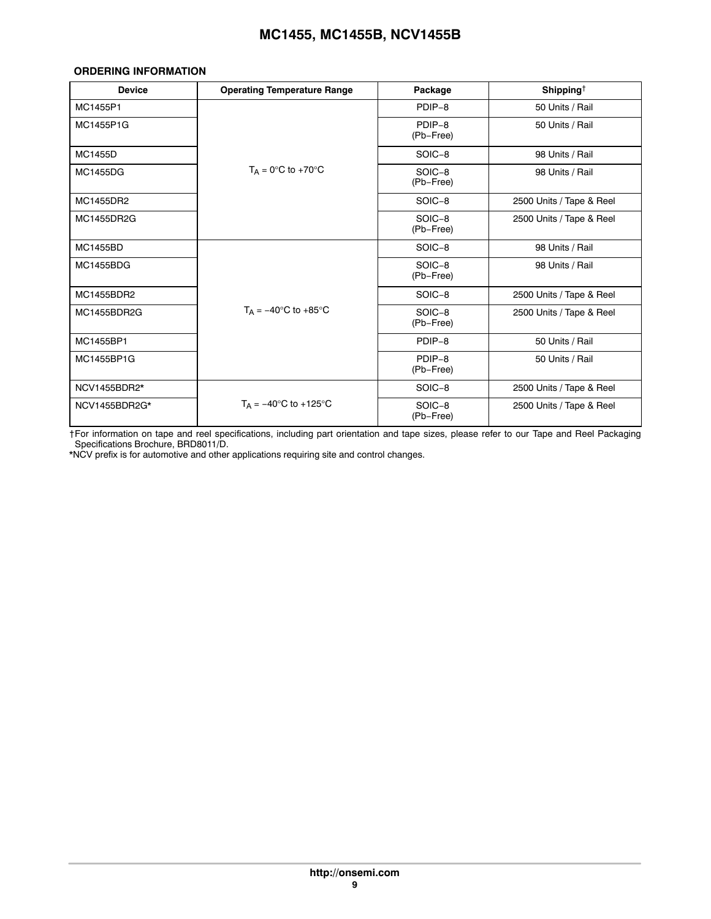**ORDERING INFORMATION**

| Device | Operating Temperature Range | Package | Shipping† |
|---|---|---|---|
| MC1455P1 | $T_A$ = 0°C to +70°C | PDIP−8 | 50 Units / Rail |
| MC1455P1G | | PDIP−8 (Pb−Free) | 50 Units / Rail |
| MC1455D | | SOIC−8 | 98 Units / Rail |
| MC1455DG | | SOIC−8 (Pb−Free) | 98 Units / Rail |
| MC1455DR2 | | SOIC−8 | 2500 Units / Tape & Reel |
| MC1455DR2G | | SOIC−8 (Pb−Free) | 2500 Units / Tape & Reel |
| MC1455BD | $T_A$ = −40°C to +85°C | SOIC−8 | 98 Units / Rail |
| MC1455BDG | | SOIC−8 (Pb−Free) | 98 Units / Rail |
| MC1455BDR2 | | SOIC−8 | 2500 Units / Tape & Reel |
| MC1455BDR2G | | SOIC−8 (Pb−Free) | 2500 Units / Tape & Reel |
| MC1455BP1 | | PDIP−8 | 50 Units / Rail |
| MC1455BP1G | | PDIP−8 (Pb−Free) | 50 Units / Rail |
| NCV1455BDR2* | $T_A$ = −40°C to +125°C | SOIC−8 | 2500 Units / Tape & Reel |
| NCV1455BDR2G* | | SOIC−8 (Pb−Free) | 2500 Units / Tape & Reel |

†For information on tape and reel specifications, including part orientation and tape sizes, please refer to our Tape and Reel Packaging Specifications Brochure, BRD8011/D.

*NCV prefix is for automotive and other applications requiring site and control changes.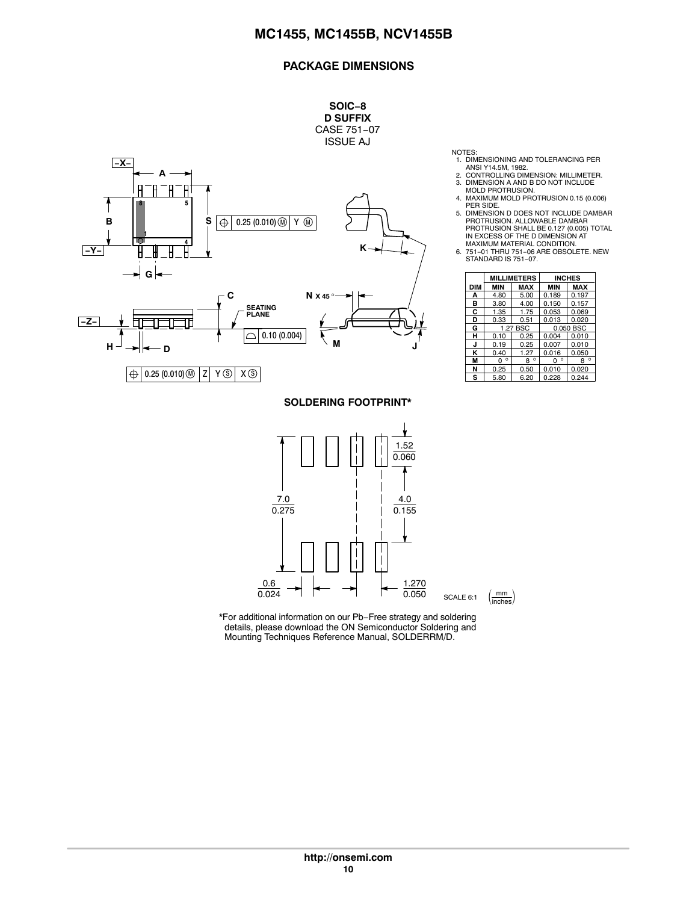## PACKAGE DIMENSIONS

**SOIC−8**
**D SUFFIX**
CASE 751−07
ISSUE AJ

NOTES:
1. DIMENSIONING AND TOLERANCING PER ANSI Y14.5M, 1982.
2. CONTROLLING DIMENSION: MILLIMETER.
3. DIMENSION A AND B DO NOT INCLUDE MOLD PROTRUSION.
4. MAXIMUM MOLD PROTRUSION 0.15 (0.006) PER SIDE.
5. DIMENSION D DOES NOT INCLUDE DAMBAR PROTRUSION. ALLOWABLE DAMBAR PROTRUSION SHALL BE 0.127 (0.005) TOTAL IN EXCESS OF THE D DIMENSION AT MAXIMUM MATERIAL CONDITION.
6. 751−01 THRU 751−06 ARE OBSOLETE. NEW STANDARD IS 751−07.

| DIM | MILLIMETERS | | INCHES | |
|---|---|---|---|---|
| | MIN | MAX | MIN | MAX |
| A | 4.80 | 5.00 | 0.189 | 0.197 |
| B | 3.80 | 4.00 | 0.150 | 0.157 |
| C | 1.35 | 1.75 | 0.053 | 0.069 |
| D | 0.33 | 0.51 | 0.013 | 0.020 |
| G | 1.27 BSC | | 0.050 BSC | |
| H | 0.10 | 0.25 | 0.004 | 0.010 |
| J | 0.19 | 0.25 | 0.007 | 0.010 |
| K | 0.40 | 1.27 | 0.016 | 0.050 |
| M | 0 ° | 8 ° | 0 ° | 8 ° |
| N | 0.25 | 0.50 | 0.010 | 0.020 |
| S | 5.80 | 6.20 | 0.228 | 0.244 |

## SOLDERING FOOTPRINT*

SCALE 6:1 (mm / inches)

*For additional information on our Pb−Free strategy and soldering details, please download the ON Semiconductor Soldering and Mounting Techniques Reference Manual, SOLDERRM/D.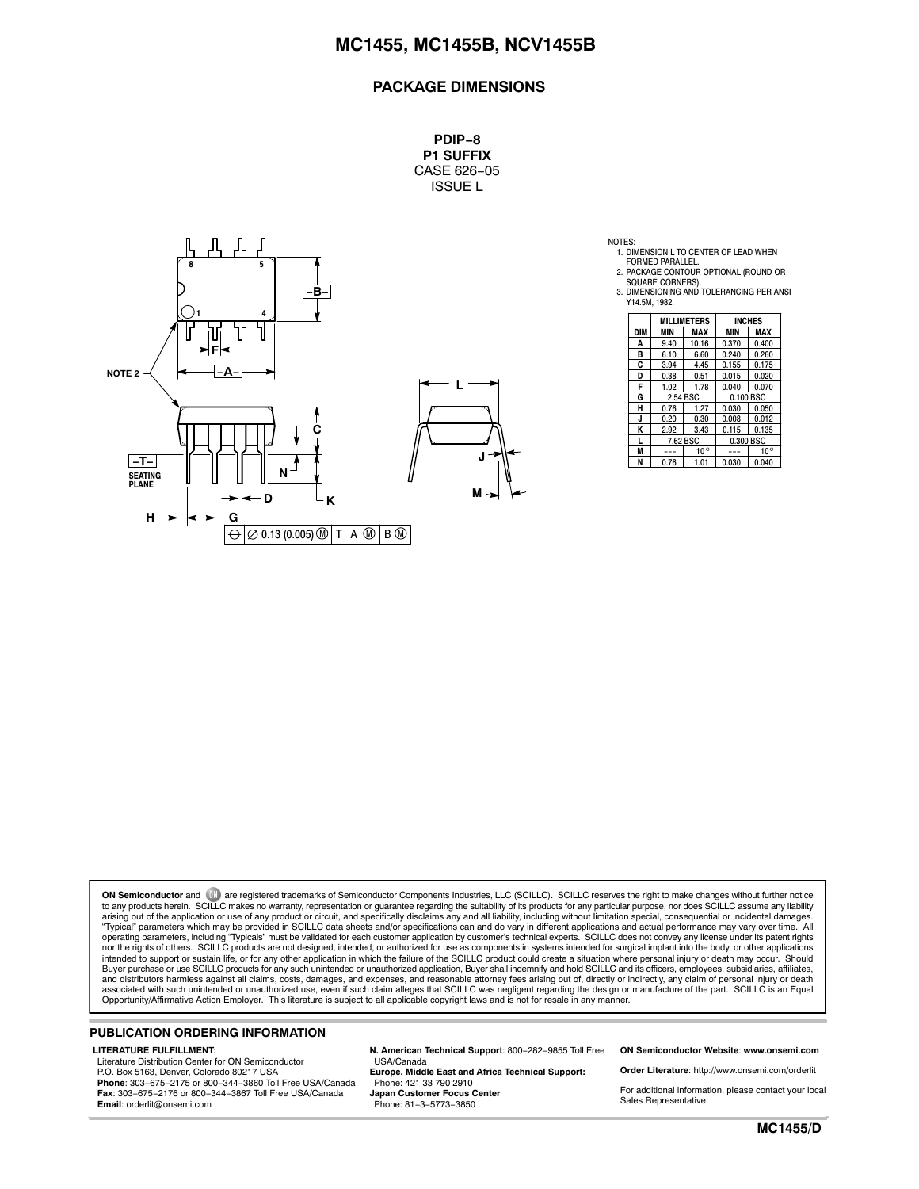## PACKAGE DIMENSIONS

**PDIP−8**
**P1 SUFFIX**
CASE 626−05
ISSUE L

NOTE 2

−A−
−B−
F
C
N
D
K
H
G
−T−
SEATING PLANE
L
J
M

⊕ ∅ 0.13 (0.005) Ⓜ T A Ⓜ B Ⓜ

NOTES:
1. DIMENSION L TO CENTER OF LEAD WHEN FORMED PARALLEL.
2. PACKAGE CONTOUR OPTIONAL (ROUND OR SQUARE CORNERS).
3. DIMENSIONING AND TOLERANCING PER ANSI Y14.5M, 1982.

| | MILLIMETERS | | INCHES | |
|---|---|---|---|---|
| DIM | MIN | MAX | MIN | MAX |
| A | 9.40 | 10.16 | 0.370 | 0.400 |
| B | 6.10 | 6.60 | 0.240 | 0.260 |
| C | 3.94 | 4.45 | 0.155 | 0.175 |
| D | 0.38 | 0.51 | 0.015 | 0.020 |
| F | 1.02 | 1.78 | 0.040 | 0.070 |
| G | 2.54 BSC | | 0.100 BSC | |
| H | 0.76 | 1.27 | 0.030 | 0.050 |
| J | 0.20 | 0.30 | 0.008 | 0.012 |
| K | 2.92 | 3.43 | 0.115 | 0.135 |
| L | 7.62 BSC | | 0.300 BSC | |
| M | --- | 10° | --- | 10° |
| N | 0.76 | 1.01 | 0.030 | 0.040 |

**ON Semiconductor** and ON are registered trademarks of Semiconductor Components Industries, LLC (SCILLC). SCILLC reserves the right to make changes without further notice to any products herein. SCILLC makes no warranty, representation or guarantee regarding the suitability of its products for any particular purpose, nor does SCILLC assume any liability arising out of the application or use of any product or circuit, and specifically disclaims any and all liability, including without limitation special, consequential or incidental damages. "Typical" parameters which may be provided in SCILLC data sheets and/or specifications can and do vary in different applications and actual performance may vary over time. All operating parameters, including "Typicals" must be validated for each customer application by customer's technical experts. SCILLC does not convey any license under its patent rights nor the rights of others. SCILLC products are not designed, intended, or authorized for use as components in systems intended for surgical implant into the body, or other applications intended to support or sustain life, or for any other application in which the failure of the SCILLC product could create a situation where personal injury or death may occur. Should Buyer purchase or use SCILLC products for any such unintended or unauthorized application, Buyer shall indemnify and hold SCILLC and its officers, employees, subsidiaries, affiliates, and distributors harmless against all claims, costs, damages, and expenses, and reasonable attorney fees arising out of, directly or indirectly, any claim of personal injury or death associated with such unintended or unauthorized use, even if such claim alleges that SCILLC was negligent regarding the design or manufacture of the part. SCILLC is an Equal Opportunity/Affirmative Action Employer. This literature is subject to all applicable copyright laws and is not for resale in any manner.

### PUBLICATION ORDERING INFORMATION

**LITERATURE FULFILLMENT**:
Literature Distribution Center for ON Semiconductor
P.O. Box 5163, Denver, Colorado 80217 USA
**Phone**: 303−675−2175 or 800−344−3860 Toll Free USA/Canada
**Fax**: 303−675−2176 or 800−344−3867 Toll Free USA/Canada
**Email**: orderlit@onsemi.com

**N. American Technical Support**: 800−282−9855 Toll Free USA/Canada
**Europe, Middle East and Africa Technical Support:**
Phone: 421 33 790 2910
**Japan Customer Focus Center**
Phone: 81−3−5773−3850

**ON Semiconductor Website**: **www.onsemi.com**

**Order Literature**: http://www.onsemi.com/orderlit

For additional information, please contact your local Sales Representative

**MC1455/D**